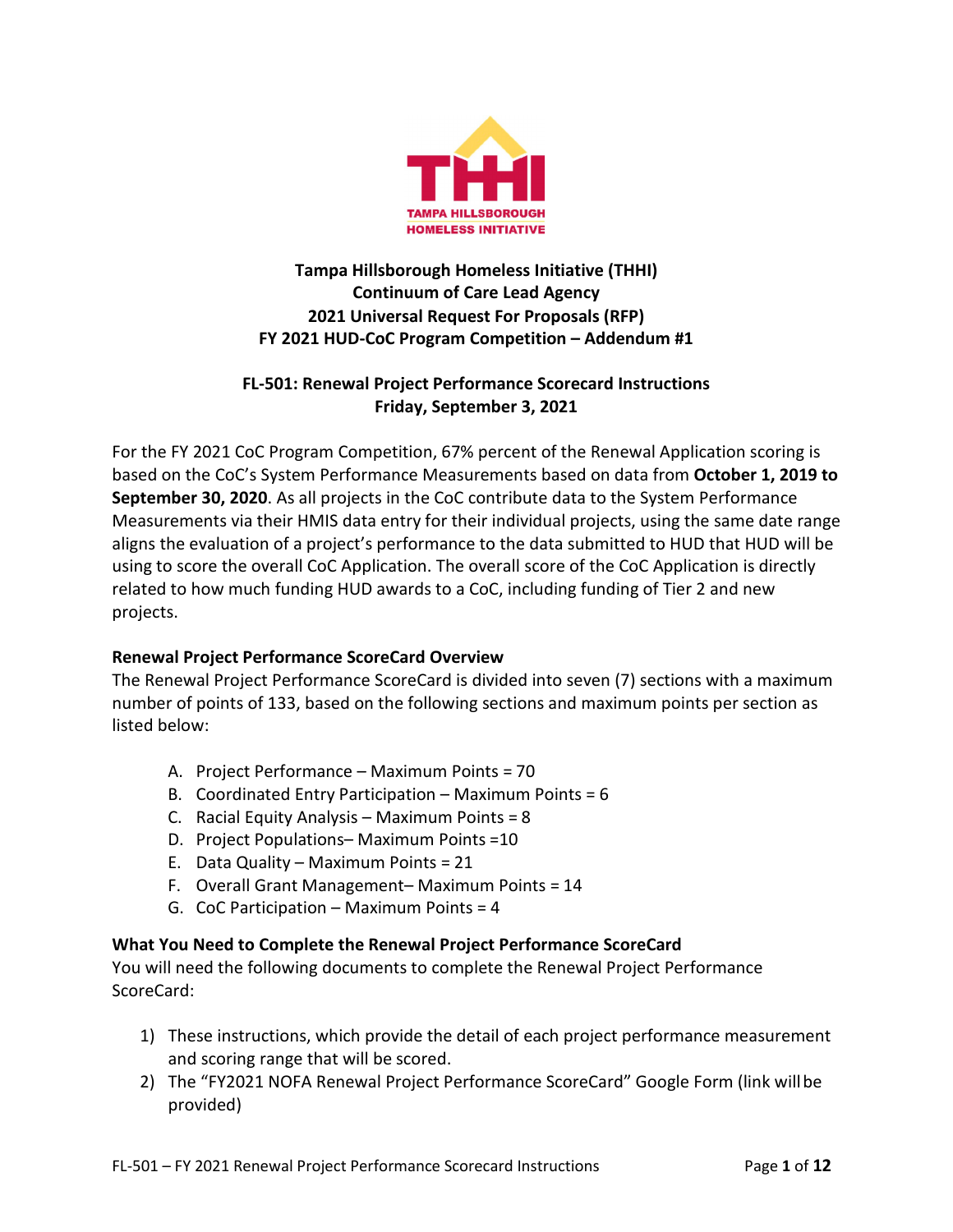TAMPA HILLSBOROUGH HOMELESS INITIATIVE

# Tampa Hillsborough Homeless Initiative (THHI)
# Continuum of Care Lead Agency
# 2021 Universal Request For Proposals (RFP)
# FY 2021 HUD-CoC Program Competition – Addendum #1

## FL-501: Renewal Project Performance Scorecard Instructions
## Friday, September 3, 2021

For the FY 2021 CoC Program Competition, 67% percent of the Renewal Application scoring is based on the CoC's System Performance Measurements based on data from **October 1, 2019 to September 30, 2020**. As all projects in the CoC contribute data to the System Performance Measurements via their HMIS data entry for their individual projects, using the same date range aligns the evaluation of a project's performance to the data submitted to HUD that HUD will be using to score the overall CoC Application. The overall score of the CoC Application is directly related to how much funding HUD awards to a CoC, including funding of Tier 2 and new projects.

### Renewal Project Performance ScoreCard Overview

The Renewal Project Performance ScoreCard is divided into seven (7) sections with a maximum number of points of 133, based on the following sections and maximum points per section as listed below:

A. Project Performance – Maximum Points = 70
B. Coordinated Entry Participation – Maximum Points = 6
C. Racial Equity Analysis – Maximum Points = 8
D. Project Populations– Maximum Points =10
E. Data Quality – Maximum Points = 21
F. Overall Grant Management– Maximum Points = 14
G. CoC Participation – Maximum Points = 4

### What You Need to Complete the Renewal Project Performance ScoreCard

You will need the following documents to complete the Renewal Project Performance ScoreCard:

1) These instructions, which provide the detail of each project performance measurement and scoring range that will be scored.
2) The "FY2021 NOFA Renewal Project Performance ScoreCard" Google Form (link will be provided)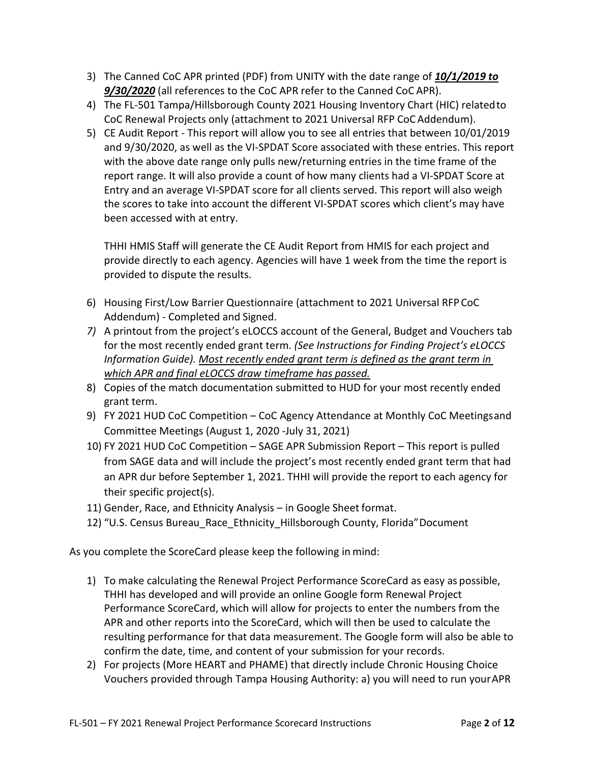3) The Canned CoC APR printed (PDF) from UNITY with the date range of ***10/1/2019 to 9/30/2020*** (all references to the CoC APR refer to the Canned CoC APR).
4) The FL-501 Tampa/Hillsborough County 2021 Housing Inventory Chart (HIC) related to CoC Renewal Projects only (attachment to 2021 Universal RFP CoC Addendum).
5) CE Audit Report - This report will allow you to see all entries that between 10/01/2019 and 9/30/2020, as well as the VI-SPDAT Score associated with these entries. This report with the above date range only pulls new/returning entries in the time frame of the report range. It will also provide a count of how many clients had a VI-SPDAT Score at Entry and an average VI-SPDAT score for all clients served. This report will also weigh the scores to take into account the different VI-SPDAT scores which client's may have been accessed with at entry.

   THHI HMIS Staff will generate the CE Audit Report from HMIS for each project and provide directly to each agency. Agencies will have 1 week from the time the report is provided to dispute the results.

6) Housing First/Low Barrier Questionnaire (attachment to 2021 Universal RFP CoC Addendum) - Completed and Signed.
7) A printout from the project's eLOCCS account of the General, Budget and Vouchers tab for the most recently ended grant term. *(See Instructions for Finding Project's eLOCCS Information Guide).* *Most recently ended grant term is defined as the grant term in which APR and final eLOCCS draw timeframe has passed.*
8) Copies of the match documentation submitted to HUD for your most recently ended grant term.
9) FY 2021 HUD CoC Competition – CoC Agency Attendance at Monthly CoC Meetings and Committee Meetings (August 1, 2020 -July 31, 2021)
10) FY 2021 HUD CoC Competition – SAGE APR Submission Report – This report is pulled from SAGE data and will include the project's most recently ended grant term that had an APR dur before September 1, 2021. THHI will provide the report to each agency for their specific project(s).
11) Gender, Race, and Ethnicity Analysis – in Google Sheet format.
12) "U.S. Census Bureau_Race_Ethnicity_Hillsborough County, Florida" Document

As you complete the ScoreCard please keep the following in mind:

1) To make calculating the Renewal Project Performance ScoreCard as easy as possible, THHI has developed and will provide an online Google form Renewal Project Performance ScoreCard, which will allow for projects to enter the numbers from the APR and other reports into the ScoreCard, which will then be used to calculate the resulting performance for that data measurement. The Google form will also be able to confirm the date, time, and content of your submission for your records.
2) For projects (More HEART and PHAME) that directly include Chronic Housing Choice Vouchers provided through Tampa Housing Authority: a) you will need to run your APR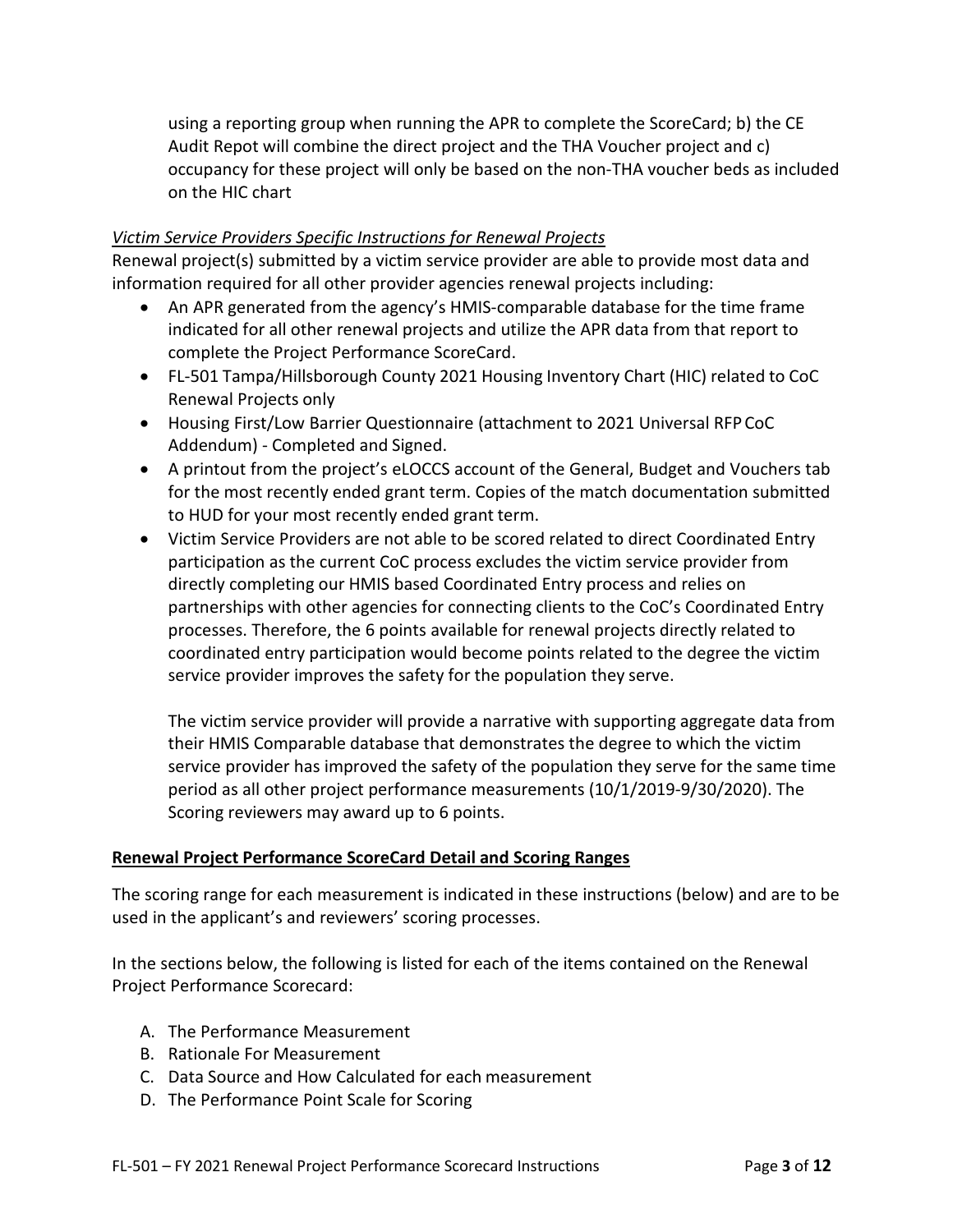using a reporting group when running the APR to complete the ScoreCard; b) the CE Audit Repot will combine the direct project and the THA Voucher project and c) occupancy for these project will only be based on the non-THA voucher beds as included on the HIC chart

*Victim Service Providers Specific Instructions for Renewal Projects*

Renewal project(s) submitted by a victim service provider are able to provide most data and information required for all other provider agencies renewal projects including:

- An APR generated from the agency's HMIS-comparable database for the time frame indicated for all other renewal projects and utilize the APR data from that report to complete the Project Performance ScoreCard.
- FL-501 Tampa/Hillsborough County 2021 Housing Inventory Chart (HIC) related to CoC Renewal Projects only
- Housing First/Low Barrier Questionnaire (attachment to 2021 Universal RFP CoC Addendum) - Completed and Signed.
- A printout from the project's eLOCCS account of the General, Budget and Vouchers tab for the most recently ended grant term. Copies of the match documentation submitted to HUD for your most recently ended grant term.
- Victim Service Providers are not able to be scored related to direct Coordinated Entry participation as the current CoC process excludes the victim service provider from directly completing our HMIS based Coordinated Entry process and relies on partnerships with other agencies for connecting clients to the CoC's Coordinated Entry processes. Therefore, the 6 points available for renewal projects directly related to coordinated entry participation would become points related to the degree the victim service provider improves the safety for the population they serve.

  The victim service provider will provide a narrative with supporting aggregate data from their HMIS Comparable database that demonstrates the degree to which the victim service provider has improved the safety of the population they serve for the same time period as all other project performance measurements (10/1/2019-9/30/2020). The Scoring reviewers may award up to 6 points.

**Renewal Project Performance ScoreCard Detail and Scoring Ranges**

The scoring range for each measurement is indicated in these instructions (below) and are to be used in the applicant's and reviewers' scoring processes.

In the sections below, the following is listed for each of the items contained on the Renewal Project Performance Scorecard:

A. The Performance Measurement
B. Rationale For Measurement
C. Data Source and How Calculated for each measurement
D. The Performance Point Scale for Scoring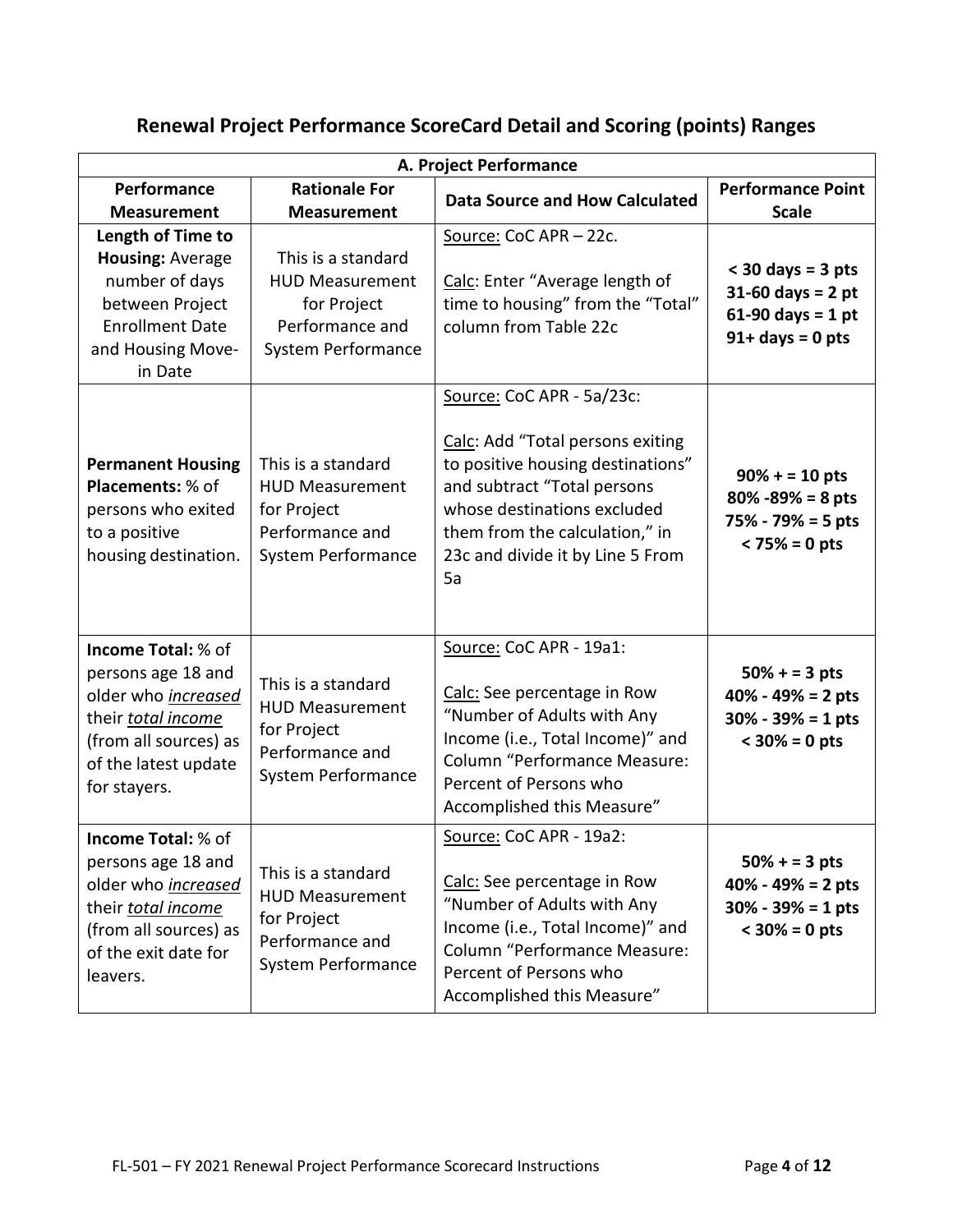## Renewal Project Performance ScoreCard Detail and Scoring (points) Ranges

| A. Project Performance | | | |
|---|---|---|---|
| **Performance Measurement** | **Rationale For Measurement** | **Data Source and How Calculated** | **Performance Point Scale** |
| **Length of Time to Housing:** Average number of days between Project Enrollment Date and Housing Move-in Date | This is a standard HUD Measurement for Project Performance and System Performance | Source: CoC APR – 22c.<br><br>Calc: Enter "Average length of time to housing" from the "Total" column from Table 22c | **< 30 days = 3 pts**<br>**31-60 days = 2 pt**<br>**61-90 days = 1 pt**<br>**91+ days = 0 pts** |
| **Permanent Housing Placements:** % of persons who exited to a positive housing destination. | This is a standard HUD Measurement for Project Performance and System Performance | Source: CoC APR - 5a/23c:<br><br>Calc: Add "Total persons exiting to positive housing destinations" and subtract "Total persons whose destinations excluded them from the calculation," in 23c and divide it by Line 5 From 5a | **90% + = 10 pts**<br>**80% -89% = 8 pts**<br>**75% - 79% = 5 pts**<br>**< 75% = 0 pts** |
| **Income Total:** % of persons age 18 and older who *increased* their *total income* (from all sources) as of the latest update for stayers. | This is a standard HUD Measurement for Project Performance and System Performance | Source: CoC APR - 19a1:<br><br>Calc: See percentage in Row "Number of Adults with Any Income (i.e., Total Income)" and Column "Performance Measure: Percent of Persons who Accomplished this Measure" | **50% + = 3 pts**<br>**40% - 49% = 2 pts**<br>**30% - 39% = 1 pts**<br>**< 30% = 0 pts** |
| **Income Total:** % of persons age 18 and older who *increased* their *total income* (from all sources) as of the exit date for leavers. | This is a standard HUD Measurement for Project Performance and System Performance | Source: CoC APR - 19a2:<br><br>Calc: See percentage in Row "Number of Adults with Any Income (i.e., Total Income)" and Column "Performance Measure: Percent of Persons who Accomplished this Measure" | **50% + = 3 pts**<br>**40% - 49% = 2 pts**<br>**30% - 39% = 1 pts**<br>**< 30% = 0 pts** |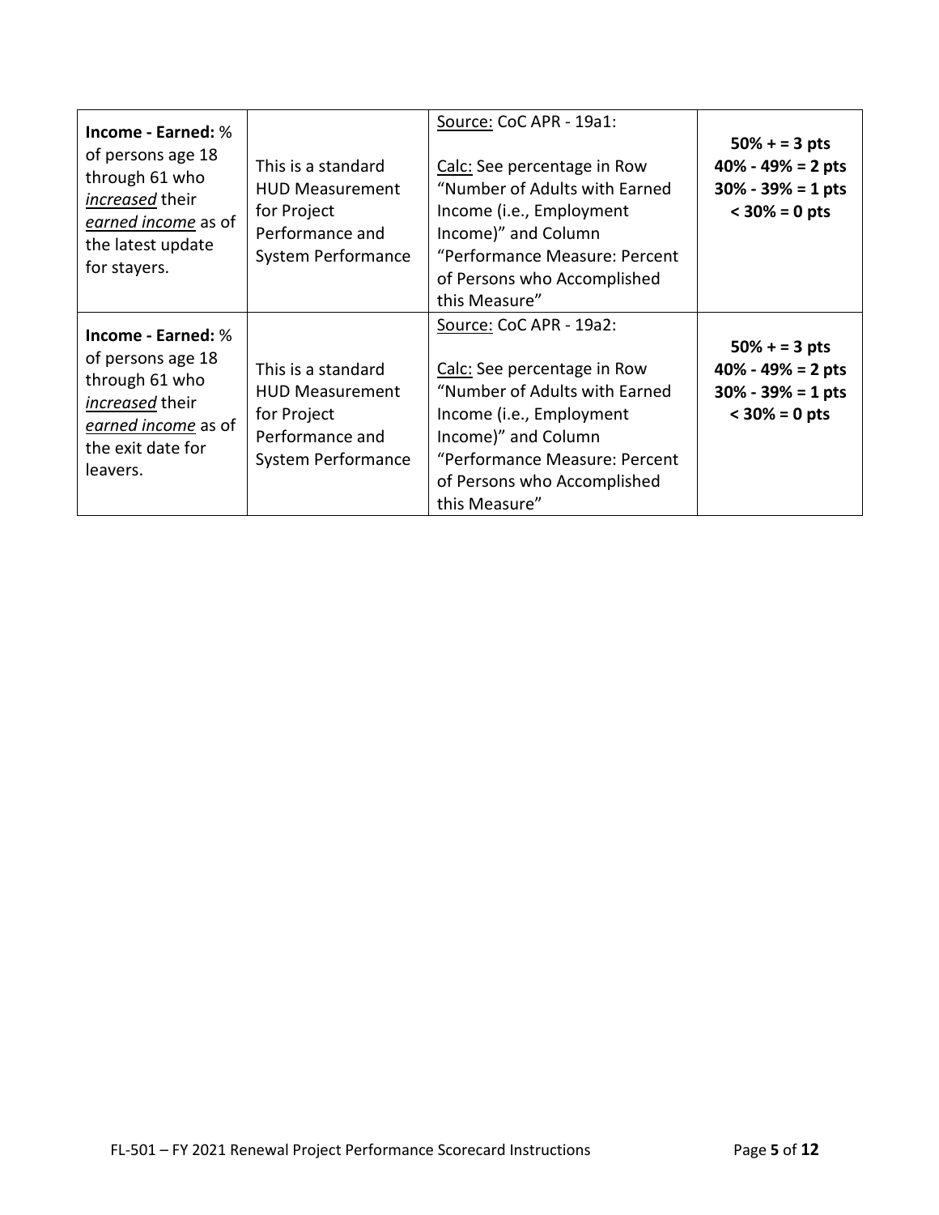| | | | |
|---|---|---|---|
| **Income - Earned:** % of persons age 18 through 61 who *increased* their ***earned income*** as of the latest update for stayers. | This is a standard HUD Measurement for Project Performance and System Performance | Source: CoC APR - 19a1:<br><br>Calc: See percentage in Row "Number of Adults with Earned Income (i.e., Employment Income)" and Column "Performance Measure: Percent of Persons who Accomplished this Measure" | **50% + = 3 pts**<br>**40% - 49% = 2 pts**<br>**30% - 39% = 1 pts**<br>**< 30% = 0 pts** |
| **Income - Earned:** % of persons age 18 through 61 who *increased* their ***earned income*** as of the exit date for leavers. | This is a standard HUD Measurement for Project Performance and System Performance | Source: CoC APR - 19a2:<br><br>Calc: See percentage in Row "Number of Adults with Earned Income (i.e., Employment Income)" and Column "Performance Measure: Percent of Persons who Accomplished this Measure" | **50% + = 3 pts**<br>**40% - 49% = 2 pts**<br>**30% - 39% = 1 pts**<br>**< 30% = 0 pts** |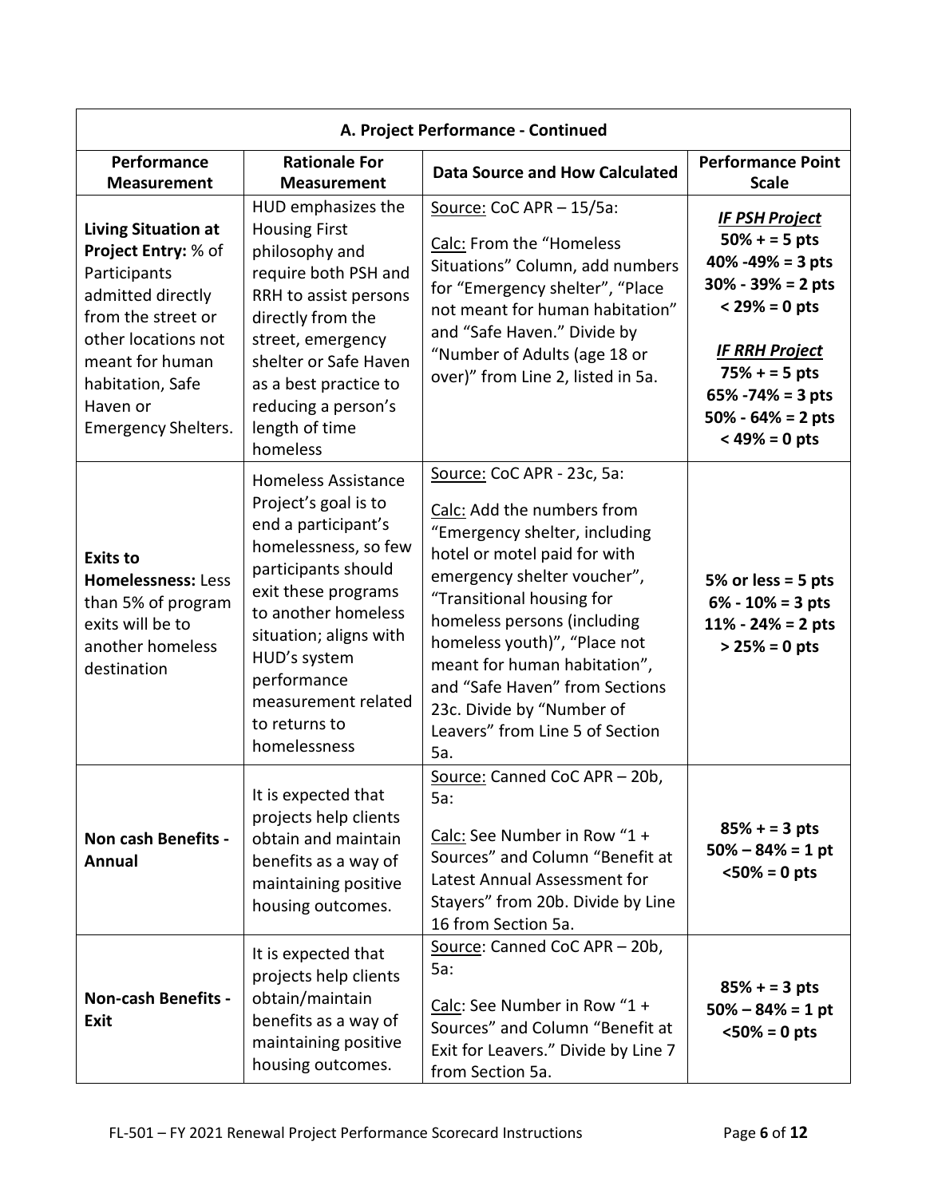| A. Project Performance - Continued | | | |
|---|---|---|---|
| **Performance Measurement** | **Rationale For Measurement** | **Data Source and How Calculated** | **Performance Point Scale** |
| **Living Situation at Project Entry:** % of Participants admitted directly from the street or other locations not meant for human habitation, Safe Haven or Emergency Shelters. | HUD emphasizes the Housing First philosophy and require both PSH and RRH to assist persons directly from the street, emergency shelter or Safe Haven as a best practice to reducing a person's length of time homeless | Source: CoC APR – 15/5a: Calc: From the "Homeless Situations" Column, add numbers for "Emergency shelter", "Place not meant for human habitation" and "Safe Haven." Divide by "Number of Adults (age 18 or over)" from Line 2, listed in 5a. | ***IF PSH Project*** **50% + = 5 pts** **40% -49% = 3 pts** **30% - 39% = 2 pts** **< 29% = 0 pts** ***IF RRH Project*** **75% + = 5 pts** **65% -74% = 3 pts** **50% - 64% = 2 pts** **< 49% = 0 pts** |
| **Exits to Homelessness:** Less than 5% of program exits will be to another homeless destination | Homeless Assistance Project's goal is to end a participant's homelessness, so few participants should exit these programs to another homeless situation; aligns with HUD's system performance measurement related to returns to homelessness | Source: CoC APR - 23c, 5a: Calc: Add the numbers from "Emergency shelter, including hotel or motel paid for with emergency shelter voucher", "Transitional housing for homeless persons (including homeless youth)", "Place not meant for human habitation", and "Safe Haven" from Sections 23c. Divide by "Number of Leavers" from Line 5 of Section 5a. | **5% or less = 5 pts** **6% - 10% = 3 pts** **11% - 24% = 2 pts** **> 25% = 0 pts** |
| **Non cash Benefits - Annual** | It is expected that projects help clients obtain and maintain benefits as a way of maintaining positive housing outcomes. | Source: Canned CoC APR – 20b, 5a: Calc: See Number in Row "1 + Sources" and Column "Benefit at Latest Annual Assessment for Stayers" from 20b. Divide by Line 16 from Section 5a. | **85% + = 3 pts** **50% – 84% = 1 pt** **<50% = 0 pts** |
| **Non-cash Benefits - Exit** | It is expected that projects help clients obtain/maintain benefits as a way of maintaining positive housing outcomes. | Source: Canned CoC APR – 20b, 5a: Calc: See Number in Row "1 + Sources" and Column "Benefit at Exit for Leavers." Divide by Line 7 from Section 5a. | **85% + = 3 pts** **50% – 84% = 1 pt** **<50% = 0 pts** |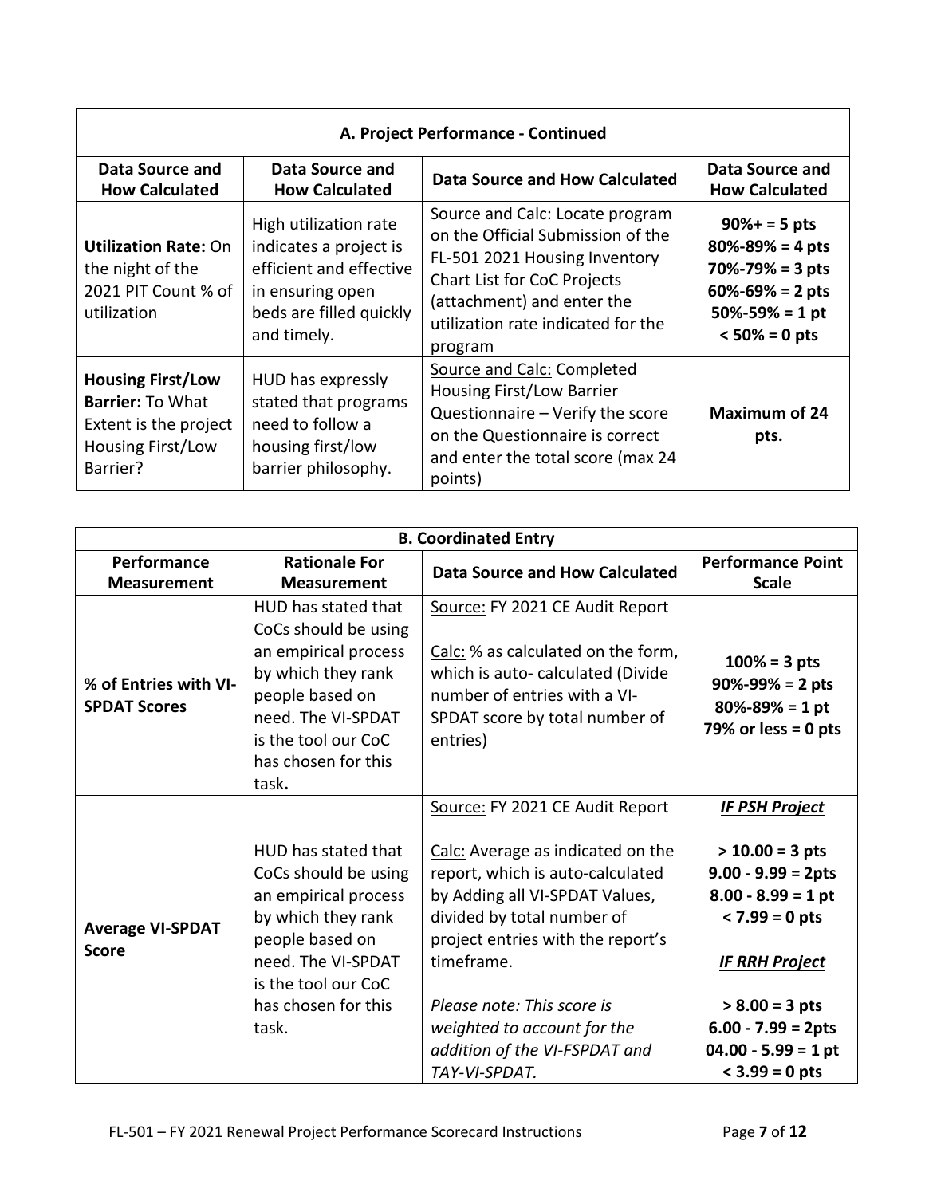| A. Project Performance - Continued | | | |
|---|---|---|---|
| **Data Source and How Calculated** | **Data Source and How Calculated** | **Data Source and How Calculated** | **Data Source and How Calculated** |
| **Utilization Rate:** On the night of the 2021 PIT Count % of utilization | High utilization rate indicates a project is efficient and effective in ensuring open beds are filled quickly and timely. | Source and Calc: Locate program on the Official Submission of the FL-501 2021 Housing Inventory Chart List for CoC Projects (attachment) and enter the utilization rate indicated for the program | **90%+ = 5 pts**<br>**80%-89% = 4 pts**<br>**70%-79% = 3 pts**<br>**60%-69% = 2 pts**<br>**50%-59% = 1 pt**<br>**< 50% = 0 pts** |
| **Housing First/Low Barrier:** To What Extent is the project Housing First/Low Barrier? | HUD has expressly stated that programs need to follow a housing first/low barrier philosophy. | Source and Calc: Completed Housing First/Low Barrier Questionnaire – Verify the score on the Questionnaire is correct and enter the total score (max 24 points) | **Maximum of 24 pts.** |

| B. Coordinated Entry | | | |
|---|---|---|---|
| **Performance Measurement** | **Rationale For Measurement** | **Data Source and How Calculated** | **Performance Point Scale** |
| **% of Entries with VI-SPDAT Scores** | HUD has stated that CoCs should be using an empirical process by which they rank people based on need. The VI-SPDAT is the tool our CoC has chosen for this task**.** | Source: FY 2021 CE Audit Report<br><br>Calc: % as calculated on the form, which is auto- calculated (Divide number of entries with a VI-SPDAT score by total number of entries) | **100% = 3 pts**<br>**90%-99% = 2 pts**<br>**80%-89% = 1 pt**<br>**79% or less = 0 pts** |
| **Average VI-SPDAT Score** | HUD has stated that CoCs should be using an empirical process by which they rank people based on need. The VI-SPDAT is the tool our CoC has chosen for this task. | Source: FY 2021 CE Audit Report<br><br>Calc: Average as indicated on the report, which is auto-calculated by Adding all VI-SPDAT Values, divided by total number of project entries with the report's timeframe.<br><br>*Please note: This score is weighted to account for the addition of the VI-FSPDAT and TAY-VI-SPDAT.* | ***IF PSH Project***<br><br>**> 10.00 = 3 pts**<br>**9.00 - 9.99 = 2pts**<br>**8.00 - 8.99 = 1 pt**<br>**< 7.99 = 0 pts**<br><br>***IF RRH Project***<br><br>**> 8.00 = 3 pts**<br>**6.00 - 7.99 = 2pts**<br>**04.00 - 5.99 = 1 pt**<br>**< 3.99 = 0 pts** |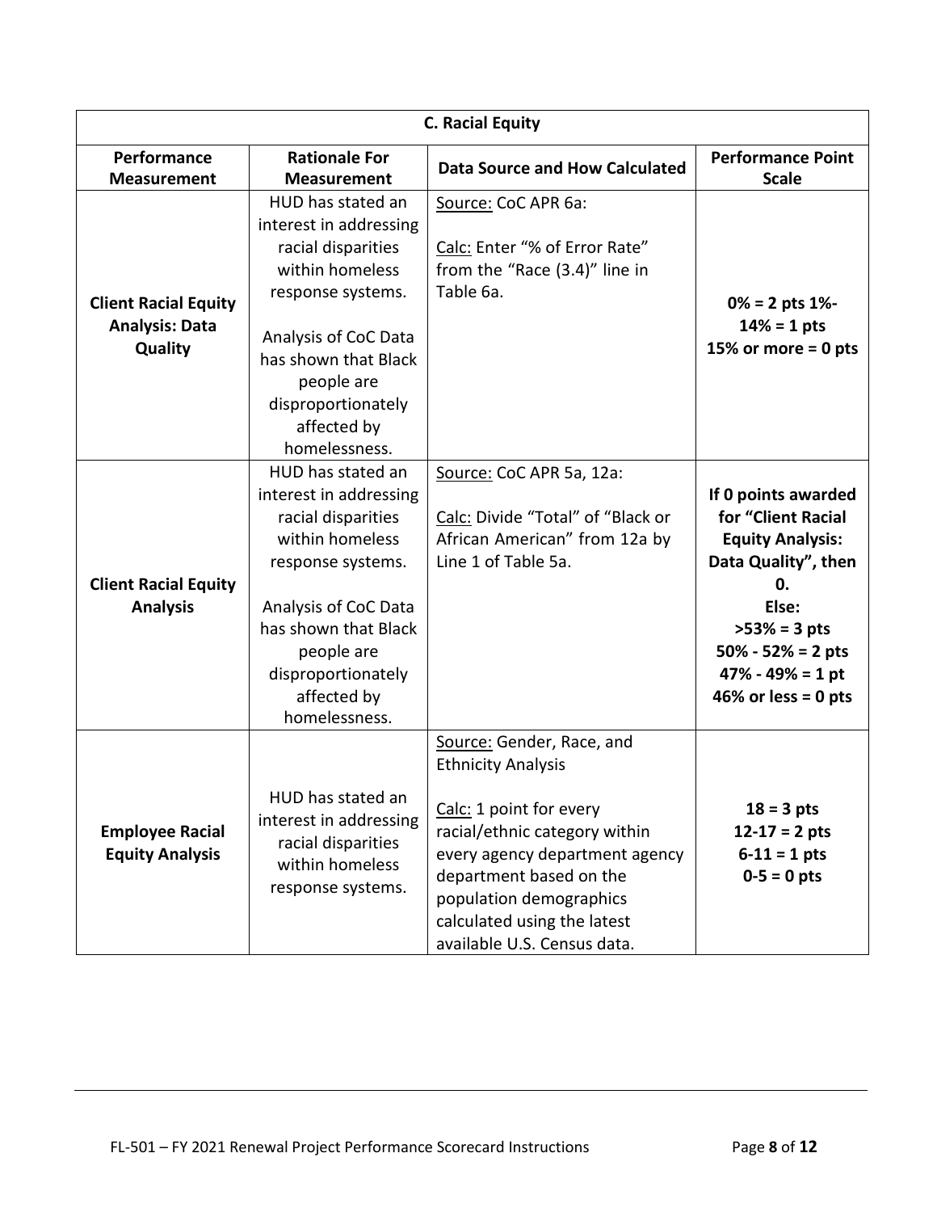| C. Racial Equity | | | |
|---|---|---|---|
| **Performance Measurement** | **Rationale For Measurement** | **Data Source and How Calculated** | **Performance Point Scale** |
| **Client Racial Equity Analysis: Data Quality** | HUD has stated an interest in addressing racial disparities within homeless response systems.<br><br>Analysis of CoC Data has shown that Black people are disproportionately affected by homelessness. | Source: CoC APR 6a:<br><br>Calc: Enter "% of Error Rate" from the "Race (3.4)" line in Table 6a. | **0% = 2 pts 1%-14% = 1 pts**<br>**15% or more = 0 pts** |
| **Client Racial Equity Analysis** | HUD has stated an interest in addressing racial disparities within homeless response systems.<br><br>Analysis of CoC Data has shown that Black people are disproportionately affected by homelessness. | Source: CoC APR 5a, 12a:<br><br>Calc: Divide "Total" of "Black or African American" from 12a by Line 1 of Table 5a. | **If 0 points awarded for "Client Racial Equity Analysis: Data Quality", then 0.**<br>**Else:**<br>**>53% = 3 pts**<br>**50% - 52% = 2 pts**<br>**47% - 49% = 1 pt**<br>**46% or less = 0 pts** |
| **Employee Racial Equity Analysis** | HUD has stated an interest in addressing racial disparities within homeless response systems. | Source: Gender, Race, and Ethnicity Analysis<br><br>Calc: 1 point for every racial/ethnic category within every agency department agency department based on the population demographics calculated using the latest available U.S. Census data. | **18 = 3 pts**<br>**12-17 = 2 pts**<br>**6-11 = 1 pts**<br>**0-5 = 0 pts** |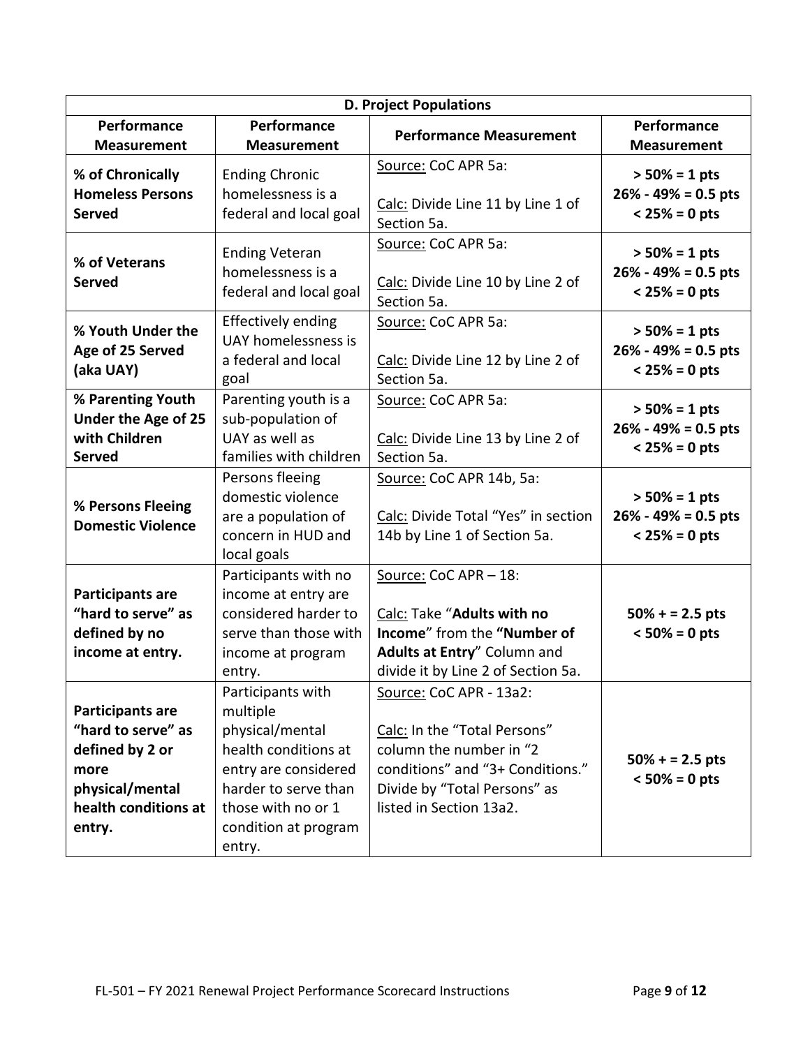| D. Project Populations | | | |
|---|---|---|---|
| **Performance Measurement** | **Performance Measurement** | **Performance Measurement** | **Performance Measurement** |
| **% of Chronically Homeless Persons Served** | Ending Chronic homelessness is a federal and local goal | Source: CoC APR 5a:<br><br>Calc: Divide Line 11 by Line 1 of Section 5a. | **> 50% = 1 pts**<br>**26% - 49% = 0.5 pts**<br>**< 25% = 0 pts** |
| **% of Veterans Served** | Ending Veteran homelessness is a federal and local goal | Source: CoC APR 5a:<br><br>Calc: Divide Line 10 by Line 2 of Section 5a. | **> 50% = 1 pts**<br>**26% - 49% = 0.5 pts**<br>**< 25% = 0 pts** |
| **% Youth Under the Age of 25 Served (aka UAY)** | Effectively ending UAY homelessness is a federal and local goal | Source: CoC APR 5a:<br><br>Calc: Divide Line 12 by Line 2 of Section 5a. | **> 50% = 1 pts**<br>**26% - 49% = 0.5 pts**<br>**< 25% = 0 pts** |
| **% Parenting Youth Under the Age of 25 with Children Served** | Parenting youth is a sub-population of UAY as well as families with children | Source: CoC APR 5a:<br><br>Calc: Divide Line 13 by Line 2 of Section 5a. | **> 50% = 1 pts**<br>**26% - 49% = 0.5 pts**<br>**< 25% = 0 pts** |
| **% Persons Fleeing Domestic Violence** | Persons fleeing domestic violence are a population of concern in HUD and local goals | Source: CoC APR 14b, 5a:<br><br>Calc: Divide Total "Yes" in section 14b by Line 1 of Section 5a. | **> 50% = 1 pts**<br>**26% - 49% = 0.5 pts**<br>**< 25% = 0 pts** |
| **Participants are "hard to serve" as defined by no income at entry.** | Participants with no income at entry are considered harder to serve than those with income at program entry. | Source: CoC APR – 18:<br><br>Calc: Take "**Adults with no Income**" from the **"Number of Adults at Entry**" Column and divide it by Line 2 of Section 5a. | **50% + = 2.5 pts**<br>**< 50% = 0 pts** |
| **Participants are "hard to serve" as defined by 2 or more physical/mental health conditions at entry.** | Participants with multiple physical/mental health conditions at entry are considered harder to serve than those with no or 1 condition at program entry. | Source: CoC APR - 13a2:<br><br>Calc: In the "Total Persons" column the number in "2 conditions" and "3+ Conditions." Divide by "Total Persons" as listed in Section 13a2. | **50% + = 2.5 pts**<br>**< 50% = 0 pts** |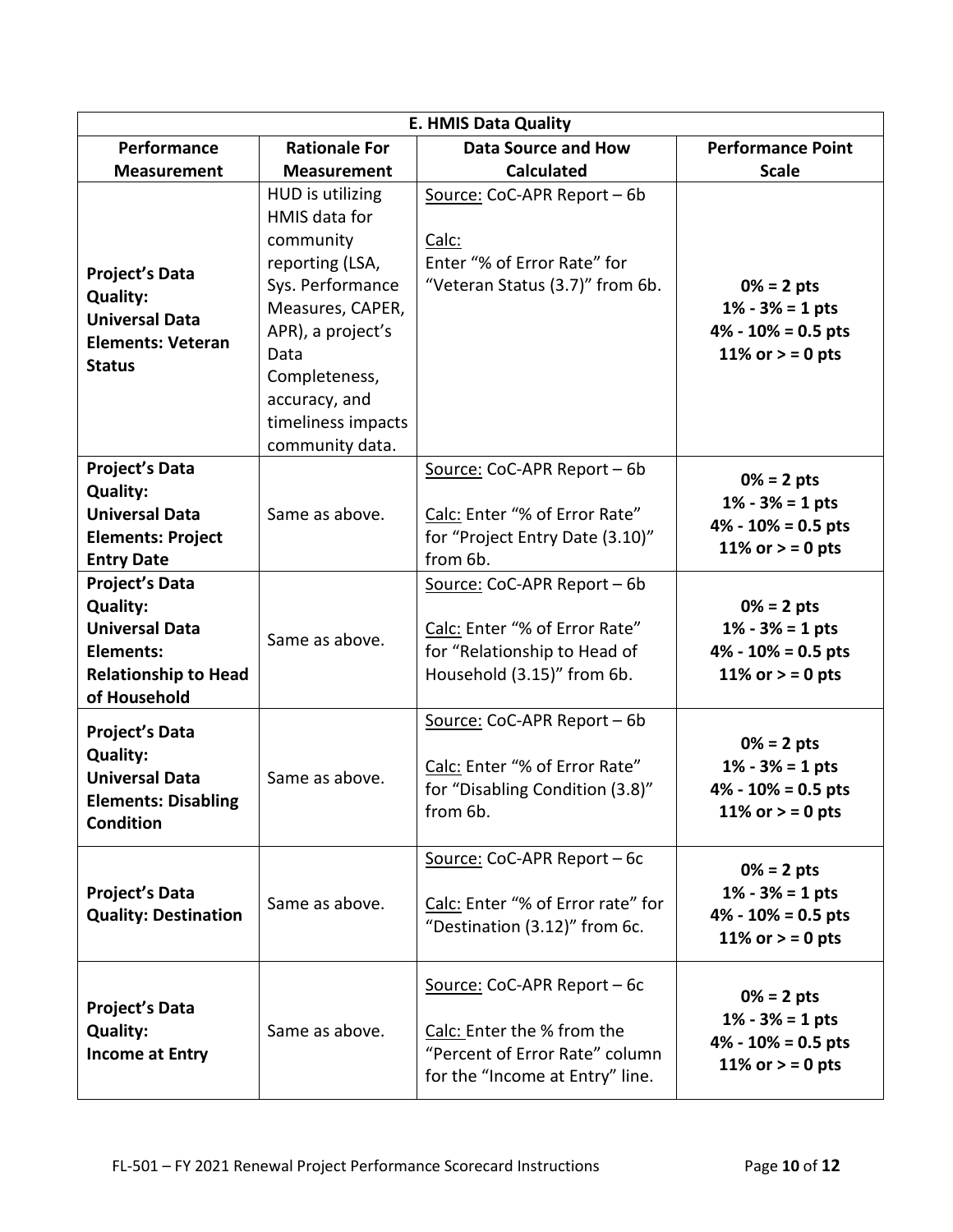| E. HMIS Data Quality | | | |
|---|---|---|---|
| **Performance Measurement** | **Rationale For Measurement** | **Data Source and How Calculated** | **Performance Point Scale** |
| **Project's Data Quality: Universal Data Elements: Veteran Status** | HUD is utilizing HMIS data for community reporting (LSA, Sys. Performance Measures, CAPER, APR), a project's Data Completeness, accuracy, and timeliness impacts community data. | Source: CoC-APR Report – 6b<br><br>Calc:<br>Enter "% of Error Rate" for "Veteran Status (3.7)" from 6b. | **0% = 2 pts**<br>**1% - 3% = 1 pts**<br>**4% - 10% = 0.5 pts**<br>**11% or > = 0 pts** |
| **Project's Data Quality: Universal Data Elements: Project Entry Date** | Same as above. | Source: CoC-APR Report – 6b<br><br>Calc: Enter "% of Error Rate" for "Project Entry Date (3.10)" from 6b. | **0% = 2 pts**<br>**1% - 3% = 1 pts**<br>**4% - 10% = 0.5 pts**<br>**11% or > = 0 pts** |
| **Project's Data Quality: Universal Data Elements: Relationship to Head of Household** | Same as above. | Source: CoC-APR Report – 6b<br><br>Calc: Enter "% of Error Rate" for "Relationship to Head of Household (3.15)" from 6b. | **0% = 2 pts**<br>**1% - 3% = 1 pts**<br>**4% - 10% = 0.5 pts**<br>**11% or > = 0 pts** |
| **Project's Data Quality: Universal Data Elements: Disabling Condition** | Same as above. | Source: CoC-APR Report – 6b<br><br>Calc: Enter "% of Error Rate" for "Disabling Condition (3.8)" from 6b. | **0% = 2 pts**<br>**1% - 3% = 1 pts**<br>**4% - 10% = 0.5 pts**<br>**11% or > = 0 pts** |
| **Project's Data Quality: Destination** | Same as above. | Source: CoC-APR Report – 6c<br><br>Calc: Enter "% of Error rate" for "Destination (3.12)" from 6c. | **0% = 2 pts**<br>**1% - 3% = 1 pts**<br>**4% - 10% = 0.5 pts**<br>**11% or > = 0 pts** |
| **Project's Data Quality: Income at Entry** | Same as above. | Source: CoC-APR Report – 6c<br><br>Calc: Enter the % from the "Percent of Error Rate" column for the "Income at Entry" line. | **0% = 2 pts**<br>**1% - 3% = 1 pts**<br>**4% - 10% = 0.5 pts**<br>**11% or > = 0 pts** |

FL-501 – FY 2021 Renewal Project Performance Scorecard Instructions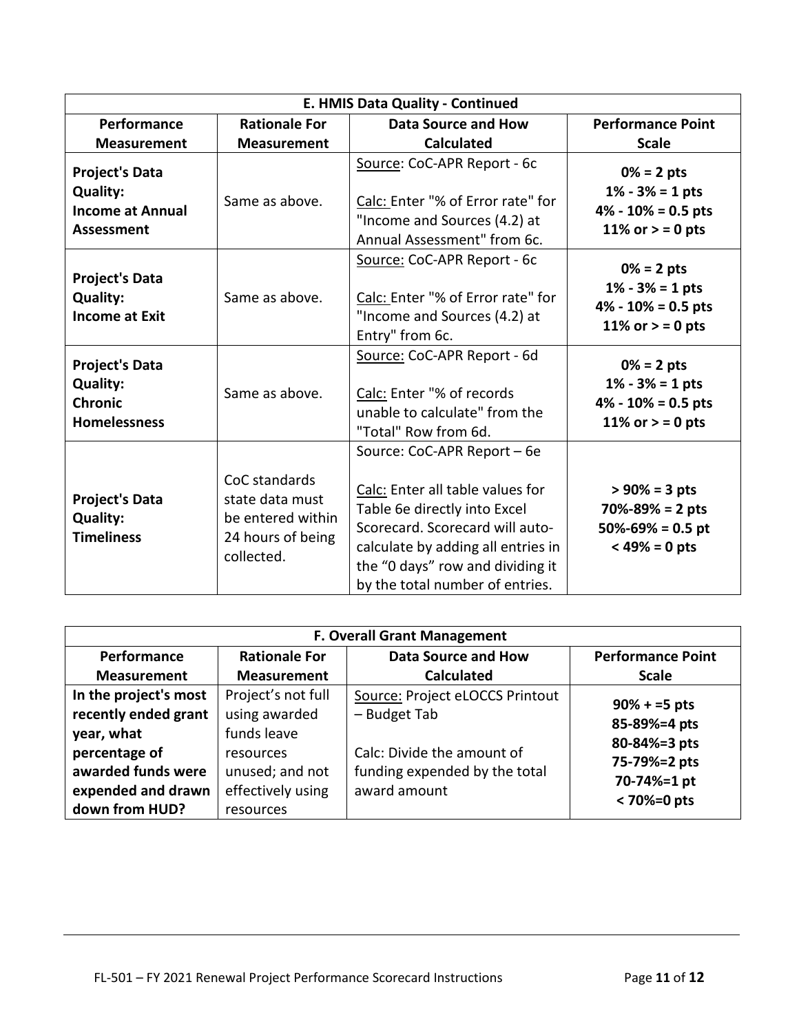| E. HMIS Data Quality - Continued | | | |
|---|---|---|---|
| **Performance Measurement** | **Rationale For Measurement** | **Data Source and How Calculated** | **Performance Point Scale** |
| **Project's Data Quality: Income at Annual Assessment** | Same as above. | Source: CoC-APR Report - 6c<br><br>Calc: Enter "% of Error rate" for "Income and Sources (4.2) at Annual Assessment" from 6c. | **0% = 2 pts<br>1% - 3% = 1 pts<br>4% - 10% = 0.5 pts<br>11% or > = 0 pts** |
| **Project's Data Quality: Income at Exit** | Same as above. | Source: CoC-APR Report - 6c<br><br>Calc: Enter "% of Error rate" for "Income and Sources (4.2) at Entry" from 6c. | **0% = 2 pts<br>1% - 3% = 1 pts<br>4% - 10% = 0.5 pts<br>11% or > = 0 pts** |
| **Project's Data Quality: Chronic Homelessness** | Same as above. | Source: CoC-APR Report - 6d<br><br>Calc: Enter "% of records unable to calculate" from the "Total" Row from 6d. | **0% = 2 pts<br>1% - 3% = 1 pts<br>4% - 10% = 0.5 pts<br>11% or > = 0 pts** |
| **Project's Data Quality: Timeliness** | CoC standards state data must be entered within 24 hours of being collected. | Source: CoC-APR Report – 6e<br><br>Calc: Enter all table values for Table 6e directly into Excel Scorecard. Scorecard will auto-calculate by adding all entries in the "0 days" row and dividing it by the total number of entries. | **> 90% = 3 pts<br>70%-89% = 2 pts<br>50%-69% = 0.5 pt<br>< 49% = 0 pts** |

| F. Overall Grant Management | | | |
|---|---|---|---|
| **Performance Measurement** | **Rationale For Measurement** | **Data Source and How Calculated** | **Performance Point Scale** |
| **In the project's most recently ended grant year, what percentage of awarded funds were expended and drawn down from HUD?** | Project's not full using awarded funds leave resources unused; and not effectively using resources | Source: Project eLOCCS Printout – Budget Tab<br><br>Calc: Divide the amount of funding expended by the total award amount | **90% + =5 pts<br>85-89%=4 pts<br>80-84%=3 pts<br>75-79%=2 pts<br>70-74%=1 pt<br>< 70%=0 pts** |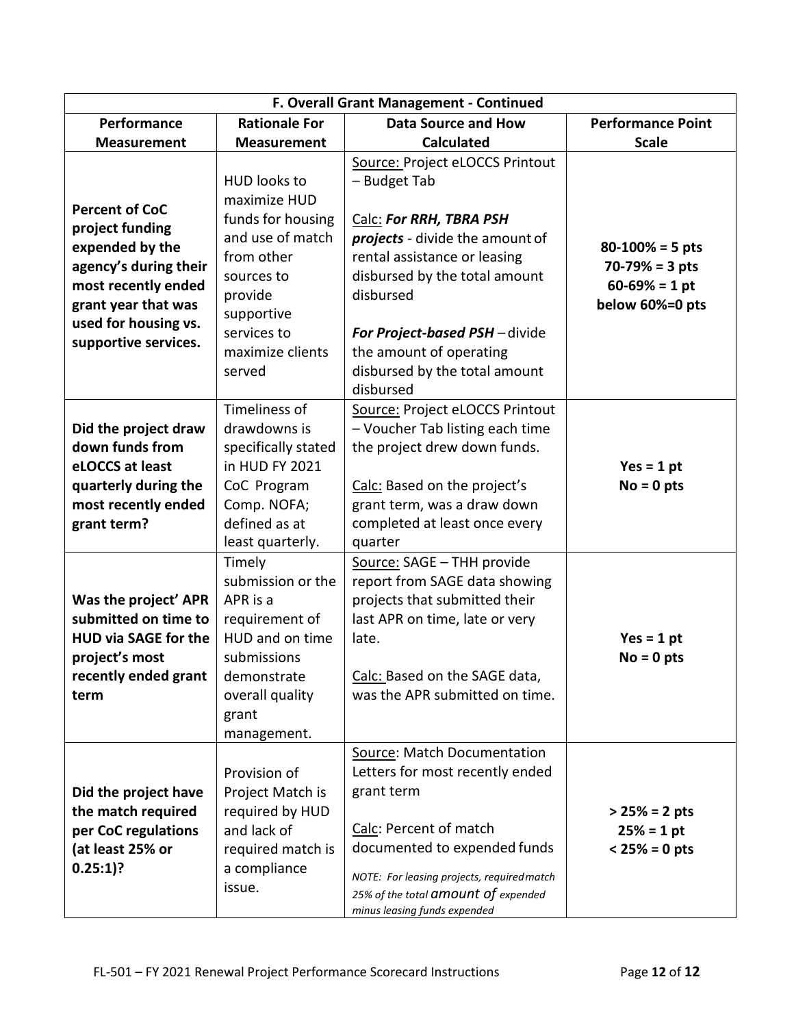| F. Overall Grant Management - Continued | | | |
|---|---|---|---|
| **Performance Measurement** | **Rationale For Measurement** | **Data Source and How Calculated** | **Performance Point Scale** |
| **Percent of CoC project funding expended by the agency's during their most recently ended grant year that was used for housing vs. supportive services.** | HUD looks to maximize HUD funds for housing and use of match from other sources to provide supportive services to maximize clients served | Source: Project eLOCCS Printout – Budget Tab<br><br>Calc: ***For RRH, TBRA PSH projects*** - divide the amount of rental assistance or leasing disbursed by the total amount disbursed<br><br>***For Project-based PSH*** – divide the amount of operating disbursed by the total amount disbursed | **80-100% = 5 pts**<br>**70-79% = 3 pts**<br>**60-69% = 1 pt**<br>**below 60%=0 pts** |
| **Did the project draw down funds from eLOCCS at least quarterly during the most recently ended grant term?** | Timeliness of drawdowns is specifically stated in HUD FY 2021 CoC Program Comp. NOFA; defined as at least quarterly. | Source: Project eLOCCS Printout – Voucher Tab listing each time the project drew down funds.<br><br>Calc: Based on the project's grant term, was a draw down completed at least once every quarter | **Yes = 1 pt**<br>**No = 0 pts** |
| **Was the project' APR submitted on time to HUD via SAGE for the project's most recently ended grant term** | Timely submission or the APR is a requirement of HUD and on time submissions demonstrate overall quality grant management. | Source: SAGE – THH provide report from SAGE data showing projects that submitted their last APR on time, late or very late.<br><br>Calc: Based on the SAGE data, was the APR submitted on time. | **Yes = 1 pt**<br>**No = 0 pts** |
| **Did the project have the match required per CoC regulations (at least 25% or 0.25:1)?** | Provision of Project Match is required by HUD and lack of required match is a compliance issue. | Source: Match Documentation Letters for most recently ended grant term<br><br>Calc: Percent of match documented to expended funds<br><br>*NOTE: For leasing projects, required match 25% of the total amount of expended minus leasing funds expended* | **> 25% = 2 pts**<br>**25% = 1 pt**<br>**< 25% = 0 pts** |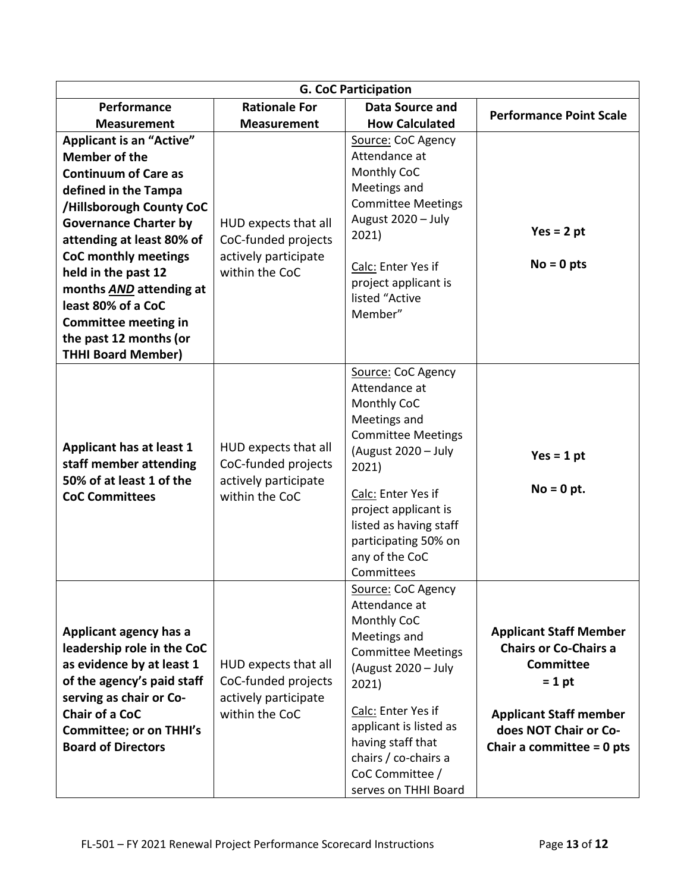| G. CoC Participation | | | |
|---|---|---|---|
| **Performance Measurement** | **Rationale For Measurement** | **Data Source and How Calculated** | **Performance Point Scale** |
| **Applicant is an "Active" Member of the Continuum of Care as defined in the Tampa /Hillsborough County CoC Governance Charter by attending at least 80% of CoC monthly meetings held in the past 12 months *AND* attending at least 80% of a CoC Committee meeting in the past 12 months (or THHI Board Member)** | HUD expects that all CoC-funded projects actively participate within the CoC | Source: CoC Agency Attendance at Monthly CoC Meetings and Committee Meetings August 2020 – July 2021)<br><br>Calc: Enter Yes if project applicant is listed "Active Member" | **Yes = 2 pt**<br><br>**No = 0 pts** |
| **Applicant has at least 1 staff member attending 50% of at least 1 of the CoC Committees** | HUD expects that all CoC-funded projects actively participate within the CoC | Source: CoC Agency Attendance at Monthly CoC Meetings and Committee Meetings (August 2020 – July 2021)<br><br>Calc: Enter Yes if project applicant is listed as having staff participating 50% on any of the CoC Committees | **Yes = 1 pt**<br><br>**No = 0 pt.** |
| **Applicant agency has a leadership role in the CoC as evidence by at least 1 of the agency's paid staff serving as chair or Co-Chair of a CoC Committee; or on THHI's Board of Directors** | HUD expects that all CoC-funded projects actively participate within the CoC | Source: CoC Agency Attendance at Monthly CoC Meetings and Committee Meetings (August 2020 – July 2021)<br><br>Calc: Enter Yes if applicant is listed as having staff that chairs / co-chairs a CoC Committee / serves on THHI Board | **Applicant Staff Member Chairs or Co-Chairs a Committee = 1 pt**<br><br>**Applicant Staff member does NOT Chair or Co-Chair a committee = 0 pts** |